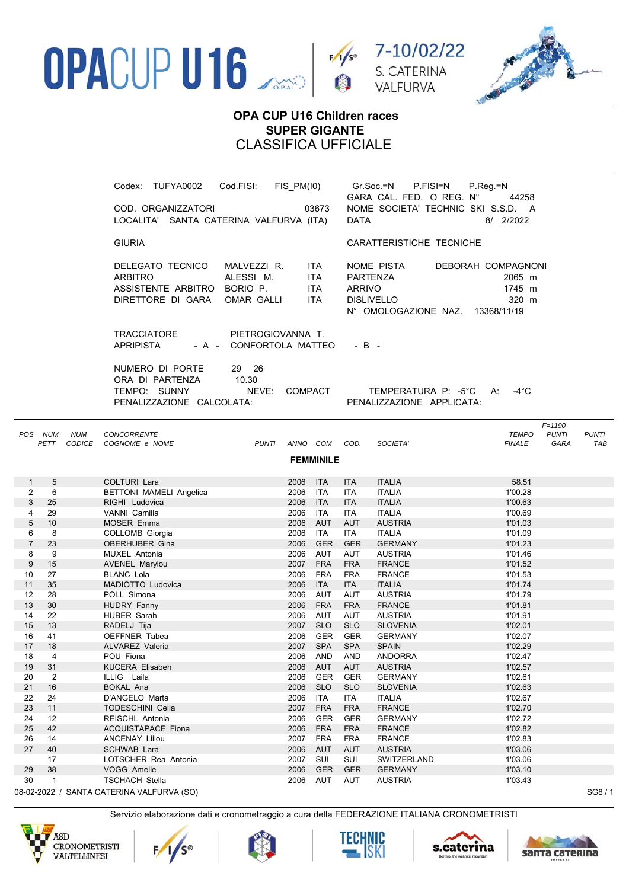OPACUP U16

7-10/02/22
S. CATERINA
VALFURVA

# OPA CUP U16 Children races
## SUPER GIGANTE
## CLASSIFICA UFFICIALE

Codex: TUFYA0002 Cod.FISI: FIS_PM(I0)
COD. ORGANIZZATORI 03673
LOCALITA' SANTA CATERINA VALFURVA (ITA)

Gr.Soc.=N P.FISI=N P.Reg.=N
GARA CAL. FED. O REG. N° 44258
NOME SOCIETA' TECHNIC SKI S.S.D. A
DATA 8/ 2/2022

**GIURIA**

| | | |
|---|---|---|
| DELEGATO TECNICO | MALVEZZI R. | ITA |
| ARBITRO | ALESSI M. | ITA |
| ASSISTENTE ARBITRO | BORIO P. | ITA |
| DIRETTORE DI GARA | OMAR GALLI | ITA |

**CARATTERISTICHE TECNICHE**

| | |
|---|---|
| NOME PISTA | DEBORAH COMPAGNONI |
| PARTENZA | 2065 m |
| ARRIVO | 1745 m |
| DISLIVELLO | 320 m |
| N° OMOLOGAZIONE NAZ. | 13368/11/19 |

TRACCIATORE PIETROGIOVANNA T.
APRIPISTA - A - CONFORTOLA MATTEO - B -

NUMERO DI PORTE 29 26
ORA DI PARTENZA 10.30
TEMPO: SUNNY NEVE: COMPACT TEMPERATURA P: -5°C A: -4°C
PENALIZZAZIONE CALCOLATA: PENALIZZAZIONE APPLICATA:

F=1190

| POS | NUM PETT | NUM CODICE | CONCORRENTE COGNOME e NOME | PUNTI | ANNO | COM | COD. | SOCIETA' | TEMPO FINALE | PUNTI GARA | PUNTI TAB |
|---|---|---|---|---|---|---|---|---|---|---|---|
| | | | **FEMMINILE** | | | | | | | | |
| 1 | 5 | | COLTURI Lara | | 2006 | ITA | ITA | ITALIA | 58.51 | | |
| 2 | 6 | | BETTONI MAMELI Angelica | | 2006 | ITA | ITA | ITALIA | 1'00.28 | | |
| 3 | 25 | | RIGHI Ludovica | | 2006 | ITA | ITA | ITALIA | 1'00.63 | | |
| 4 | 29 | | VANNI Camilla | | 2006 | ITA | ITA | ITALIA | 1'00.69 | | |
| 5 | 10 | | MOSER Emma | | 2006 | AUT | AUT | AUSTRIA | 1'01.03 | | |
| 6 | 8 | | COLLOMB Giorgia | | 2006 | ITA | ITA | ITALIA | 1'01.09 | | |
| 7 | 23 | | OBERHUBER Gina | | 2006 | GER | GER | GERMANY | 1'01.23 | | |
| 8 | 9 | | MUXEL Antonia | | 2006 | AUT | AUT | AUSTRIA | 1'01.46 | | |
| 9 | 15 | | AVENEL Marylou | | 2007 | FRA | FRA | FRANCE | 1'01.52 | | |
| 10 | 27 | | BLANC Lola | | 2006 | FRA | FRA | FRANCE | 1'01.53 | | |
| 11 | 35 | | MADIOTTO Ludovica | | 2006 | ITA | ITA | ITALIA | 1'01.74 | | |
| 12 | 28 | | POLL Simona | | 2006 | AUT | AUT | AUSTRIA | 1'01.79 | | |
| 13 | 30 | | HUDRY Fanny | | 2006 | FRA | FRA | FRANCE | 1'01.81 | | |
| 14 | 22 | | HUBER Sarah | | 2006 | AUT | AUT | AUSTRIA | 1'01.91 | | |
| 15 | 13 | | RADELJ Tija | | 2007 | SLO | SLO | SLOVENIA | 1'02.01 | | |
| 16 | 41 | | OEFFNER Tabea | | 2006 | GER | GER | GERMANY | 1'02.07 | | |
| 17 | 18 | | ALVAREZ Valeria | | 2007 | SPA | SPA | SPAIN | 1'02.29 | | |
| 18 | 4 | | POU Fiona | | 2006 | AND | AND | ANDORRA | 1'02.47 | | |
| 19 | 31 | | KUCERA Elisabeh | | 2006 | AUT | AUT | AUSTRIA | 1'02.57 | | |
| 20 | 2 | | ILLIG Laila | | 2006 | GER | GER | GERMANY | 1'02.61 | | |
| 21 | 16 | | BOKAL Ana | | 2006 | SLO | SLO | SLOVENIA | 1'02.63 | | |
| 22 | 24 | | D'ANGELO Marta | | 2006 | ITA | ITA | ITALIA | 1'02.67 | | |
| 23 | 11 | | TODESCHINI Celia | | 2007 | FRA | FRA | FRANCE | 1'02.70 | | |
| 24 | 12 | | REISCHL Antonia | | 2006 | GER | GER | GERMANY | 1'02.72 | | |
| 25 | 42 | | ACQUISTAPACE Fiona | | 2006 | FRA | FRA | FRANCE | 1'02.82 | | |
| 26 | 14 | | ANCENAY Liilou | | 2007 | FRA | FRA | FRANCE | 1'02.83 | | |
| 27 | 40 | | SCHWAB Lara | | 2006 | AUT | AUT | AUSTRIA | 1'03.06 | | |
| | 17 | | LOTSCHER Rea Antonia | | 2007 | SUI | SUI | SWITZERLAND | 1'03.06 | | |
| 29 | 38 | | VOGG Amelie | | 2006 | GER | GER | GERMANY | 1'03.10 | | |
| 30 | 1 | | TSCHACH Stella | | 2006 | AUT | AUT | AUSTRIA | 1'03.43 | | |

08-02-2022 / SANTA CATERINA VALFURVA (SO) SG8 / 1

Servizio elaborazione dati e cronometraggio a cura della FEDERAZIONE ITALIANA CRONOMETRISTI

ASD CRONOMETRISTI VALTELLINESI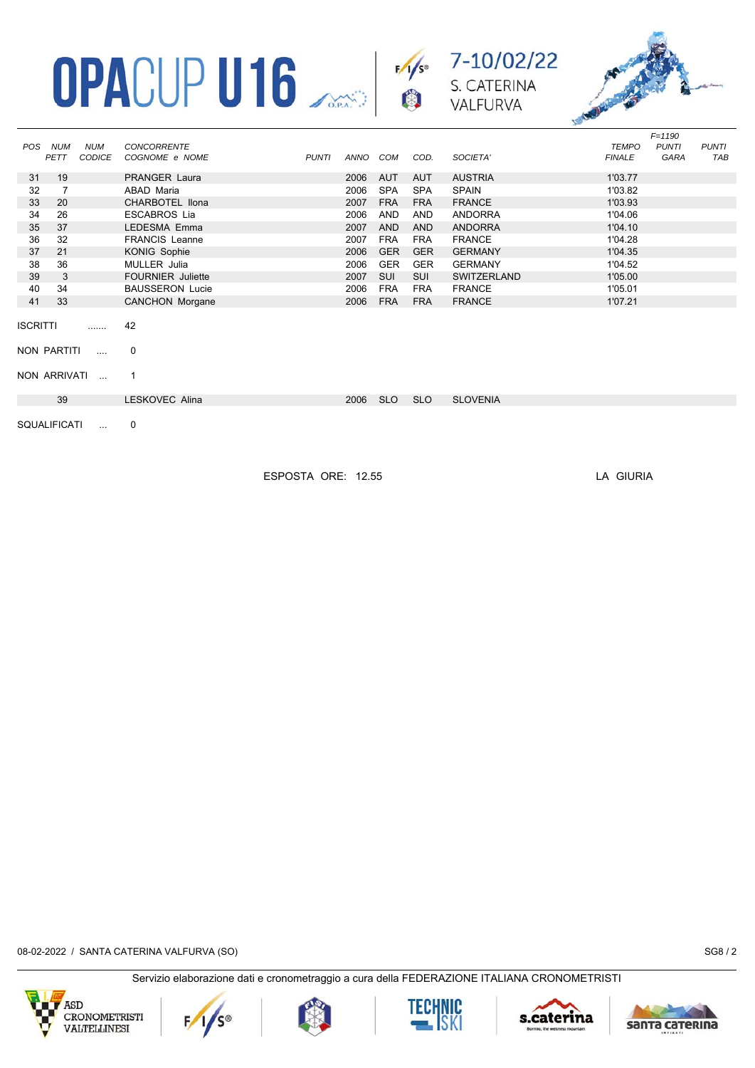# OPACUP U16

7-10/02/22
S. CATERINA
VALFURVA

| POS | NUM PETT | NUM CODICE | CONCORRENTE COGNOME e NOME | PUNTI | ANNO | COM | COD. | SOCIETA' | TEMPO FINALE | F=1190 PUNTI GARA | PUNTI TAB |
|---|---|---|---|---|---|---|---|---|---|---|---|
| 31 | 19 | | PRANGER Laura | | 2006 | AUT | AUT | AUSTRIA | 1'03.77 | | |
| 32 | 7 | | ABAD Maria | | 2006 | SPA | SPA | SPAIN | 1'03.82 | | |
| 33 | 20 | | CHARBOTEL Ilona | | 2007 | FRA | FRA | FRANCE | 1'03.93 | | |
| 34 | 26 | | ESCABROS Lia | | 2006 | AND | AND | ANDORRA | 1'04.06 | | |
| 35 | 37 | | LEDESMA Emma | | 2007 | AND | AND | ANDORRA | 1'04.10 | | |
| 36 | 32 | | FRANCIS Leanne | | 2007 | FRA | FRA | FRANCE | 1'04.28 | | |
| 37 | 21 | | KONIG Sophie | | 2006 | GER | GER | GERMANY | 1'04.35 | | |
| 38 | 36 | | MULLER Julia | | 2006 | GER | GER | GERMANY | 1'04.52 | | |
| 39 | 3 | | FOURNIER Juliette | | 2007 | SUI | SUI | SWITZERLAND | 1'05.00 | | |
| 40 | 34 | | BAUSSERON Lucie | | 2006 | FRA | FRA | FRANCE | 1'05.01 | | |
| 41 | 33 | | CANCHON Morgane | | 2006 | FRA | FRA | FRANCE | 1'07.21 | | |

ISCRITTI ....... 42

NON PARTITI .... 0

NON ARRIVATI ... 1

| NUM PETT | CONCORRENTE | ANNO | COM | COD. | SOCIETA' |
|---|---|---|---|---|---|
| 39 | LESKOVEC Alina | 2006 | SLO | SLO | SLOVENIA |

SQUALIFICATI ... 0

ESPOSTA ORE: 12.55

LA GIURIA

08-02-2022 / SANTA CATERINA VALFURVA (SO)

SG8 / 2

Servizio elaborazione dati e cronometraggio a cura della FEDERAZIONE ITALIANA CRONOMETRISTI

ASD CRONOMETRISTI VALTELLINESI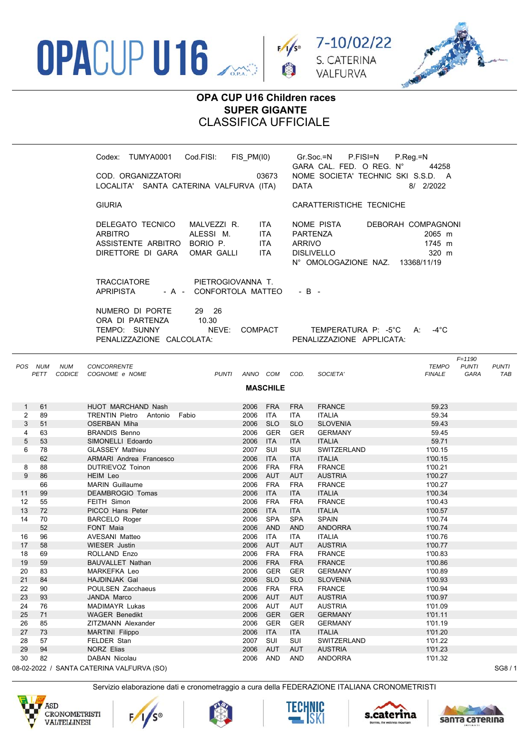OPACUP U16

7-10/02/22
S. CATERINA
VALFURVA

# OPA CUP U16 Children races
## SUPER GIGANTE
## CLASSIFICA UFFICIALE

| | |
|---|---|
| Codex: TUMYA0001 Cod.FISI: FIS_PM(I0) | Gr.Soc.=N P.FISI=N P.Reg.=N |
| | GARA CAL. FED. O REG. N° 44258 |
| COD. ORGANIZZATORI 03673 | NOME SOCIETA' TECHNIC SKI S.S.D. A |
| LOCALITA' SANTA CATERINA VALFURVA (ITA) | DATA 8/ 2/2022 |

| GIURIA | | | CARATTERISTICHE TECNICHE | |
|---|---|---|---|---|
| DELEGATO TECNICO | MALVEZZI R. | ITA | NOME PISTA | DEBORAH COMPAGNONI |
| ARBITRO | ALESSI M. | ITA | PARTENZA | 2065 m |
| ASSISTENTE ARBITRO | BORIO P. | ITA | ARRIVO | 1745 m |
| DIRETTORE DI GARA | OMAR GALLI | ITA | DISLIVELLO | 320 m |
| | | | N° OMOLOGAZIONE NAZ. | 13368/11/19 |

TRACCIATORE PIETROGIOVANNA T.
APRIPISTA - A - CONFORTOLA MATTEO - B -

NUMERO DI PORTE 29 26
ORA DI PARTENZA 10.30
TEMPO: SUNNY NEVE: COMPACT TEMPERATURA P: -5°C A: -4°C
PENALIZZAZIONE CALCOLATA: PENALIZZAZIONE APPLICATA:

**MASCHILE**

| POS | NUM PETT | NUM CODICE | CONCORRENTE COGNOME e NOME | PUNTI | ANNO | COM | COD. | SOCIETA' | TEMPO FINALE | F=1190 PUNTI GARA | PUNTI TAB |
|---|---|---|---|---|---|---|---|---|---|---|---|
| 1 | 61 | | HUOT MARCHAND Nash | | 2006 | FRA | FRA | FRANCE | 59.23 | | |
| 2 | 89 | | TRENTIN Pietro Antonio Fabio | | 2006 | ITA | ITA | ITALIA | 59.34 | | |
| 3 | 51 | | OSERBAN Miha | | 2006 | SLO | SLO | SLOVENIA | 59.43 | | |
| 4 | 63 | | BRANDIS Benno | | 2006 | GER | GER | GERMANY | 59.45 | | |
| 5 | 53 | | SIMONELLI Edoardo | | 2006 | ITA | ITA | ITALIA | 59.71 | | |
| 6 | 78 | | GLASSEY Mathieu | | 2007 | SUI | SUI | SWITZERLAND | 1'00.15 | | |
| | 62 | | ARMARI Andrea Francesco | | 2006 | ITA | ITA | ITALIA | 1'00.15 | | |
| 8 | 88 | | DUTRIEVOZ Toinon | | 2006 | FRA | FRA | FRANCE | 1'00.21 | | |
| 9 | 86 | | HEIM Leo | | 2006 | AUT | AUT | AUSTRIA | 1'00.27 | | |
| | 66 | | MARIN Guillaume | | 2006 | FRA | FRA | FRANCE | 1'00.27 | | |
| 11 | 99 | | DEAMBROGIO Tomas | | 2006 | ITA | ITA | ITALIA | 1'00.34 | | |
| 12 | 55 | | FEITH Simon | | 2006 | FRA | FRA | FRANCE | 1'00.43 | | |
| 13 | 72 | | PICCO Hans Peter | | 2006 | ITA | ITA | ITALIA | 1'00.57 | | |
| 14 | 70 | | BARCELO Roger | | 2006 | SPA | SPA | SPAIN | 1'00.74 | | |
| | 52 | | FONT Maia | | 2006 | AND | AND | ANDORRA | 1'00.74 | | |
| 16 | 96 | | AVESANI Matteo | | 2006 | ITA | ITA | ITALIA | 1'00.76 | | |
| 17 | 58 | | WIESER Justin | | 2006 | AUT | AUT | AUSTRIA | 1'00.77 | | |
| 18 | 69 | | ROLLAND Enzo | | 2006 | FRA | FRA | FRANCE | 1'00.83 | | |
| 19 | 59 | | BAUVALLET Nathan | | 2006 | FRA | FRA | FRANCE | 1'00.86 | | |
| 20 | 83 | | MARKEFKA Leo | | 2006 | GER | GER | GERMANY | 1'00.89 | | |
| 21 | 84 | | HAJDINJAK Gal | | 2006 | SLO | SLO | SLOVENIA | 1'00.93 | | |
| 22 | 90 | | POULSEN Zacchaeus | | 2006 | FRA | FRA | FRANCE | 1'00.94 | | |
| 23 | 93 | | JANDA Marco | | 2006 | AUT | AUT | AUSTRIA | 1'00.97 | | |
| 24 | 76 | | MADIMAYR Lukas | | 2006 | AUT | AUT | AUSTRIA | 1'01.09 | | |
| 25 | 71 | | WAGER Benedikt | | 2006 | GER | GER | GERMANY | 1'01.11 | | |
| 26 | 85 | | ZITZMANN Alexander | | 2006 | GER | GER | GERMANY | 1'01.19 | | |
| 27 | 73 | | MARTINI Filippo | | 2006 | ITA | ITA | ITALIA | 1'01.20 | | |
| 28 | 57 | | FELDER Stan | | 2007 | SUI | SUI | SWITZERLAND | 1'01.22 | | |
| 29 | 94 | | NORZ Elias | | 2006 | AUT | AUT | AUSTRIA | 1'01.23 | | |
| 30 | 82 | | DABAN Nicolau | | 2006 | AND | AND | ANDORRA | 1'01.32 | | |

08-02-2022 / SANTA CATERINA VALFURVA (SO)

Servizio elaborazione dati e cronometraggio a cura della FEDERAZIONE ITALIANA CRONOMETRISTI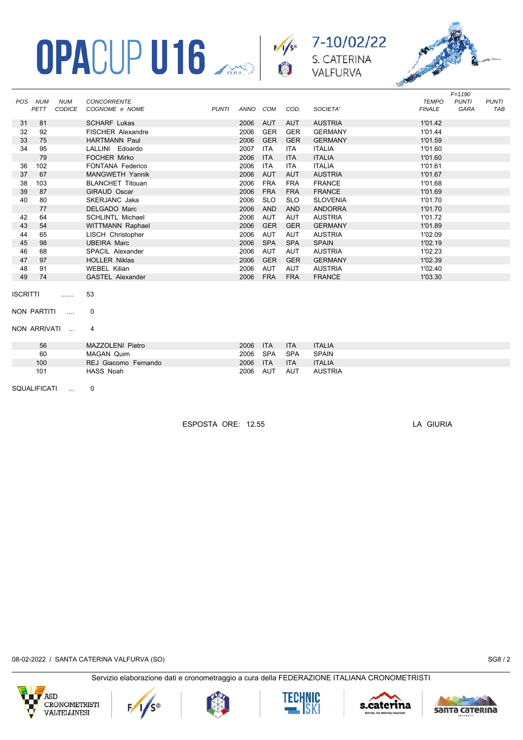# OPACUP U16

7-10/02/22
S. CATERINA
VALFURVA

| POS | NUM PETT | NUM CODICE | CONCORRENTE COGNOME e NOME | PUNTI | ANNO | COM | COD. | SOCIETA' | TEMPO FINALE | F=1190 PUNTI GARA | PUNTI TAB |
|---|---|---|---|---|---|---|---|---|---|---|---|
| 31 | 81 | | SCHARF Lukas | | 2006 | AUT | AUT | AUSTRIA | 1'01.42 | | |
| 32 | 92 | | FISCHER Alexandre | | 2006 | GER | GER | GERMANY | 1'01.44 | | |
| 33 | 75 | | HARTMANN Paul | | 2006 | GER | GER | GERMANY | 1'01.59 | | |
| 34 | 95 | | LALLINI Edoardo | | 2007 | ITA | ITA | ITALIA | 1'01.60 | | |
| | 79 | | FOCHER Mirko | | 2006 | ITA | ITA | ITALIA | 1'01.60 | | |
| 36 | 102 | | FONTANA Federico | | 2006 | ITA | ITA | ITALIA | 1'01.61 | | |
| 37 | 67 | | MANGWETH Yannik | | 2006 | AUT | AUT | AUSTRIA | 1'01.67 | | |
| 38 | 103 | | BLANCHET Titouan | | 2006 | FRA | FRA | FRANCE | 1'01.68 | | |
| 39 | 87 | | GIRAUD Oscar | | 2006 | FRA | FRA | FRANCE | 1'01.69 | | |
| 40 | 80 | | SKERJANC Jaka | | 2006 | SLO | SLO | SLOVENIA | 1'01.70 | | |
| | 77 | | DELGADO Marc | | 2006 | AND | AND | ANDORRA | 1'01.70 | | |
| 42 | 64 | | SCHLINTL Michael | | 2006 | AUT | AUT | AUSTRIA | 1'01.72 | | |
| 43 | 54 | | WITTMANN Raphael | | 2006 | GER | GER | GERMANY | 1'01.89 | | |
| 44 | 65 | | LISCH Christopher | | 2006 | AUT | AUT | AUSTRIA | 1'02.09 | | |
| 45 | 98 | | UBEIRA Marc | | 2006 | SPA | SPA | SPAIN | 1'02.19 | | |
| 46 | 68 | | SPACIL Alexander | | 2006 | AUT | AUT | AUSTRIA | 1'02.23 | | |
| 47 | 97 | | HOLLER Niklas | | 2006 | GER | GER | GERMANY | 1'02.39 | | |
| 48 | 91 | | WEBEL Kilian | | 2006 | AUT | AUT | AUSTRIA | 1'02.40 | | |
| 49 | 74 | | GASTEL Alexander | | 2006 | FRA | FRA | FRANCE | 1'03.30 | | |

ISCRITTI ....... 53

NON PARTITI .... 0

NON ARRIVATI ... 4

| NUM PETT | COGNOME e NOME | ANNO | COM | COD. | SOCIETA' |
|---|---|---|---|---|---|
| 56 | MAZZOLENI Pietro | 2006 | ITA | ITA | ITALIA |
| 60 | MAGAN Quim | 2006 | SPA | SPA | SPAIN |
| 100 | REJ Giacomo Fernando | 2006 | ITA | ITA | ITALIA |
| 101 | HASS Noah | 2006 | AUT | AUT | AUSTRIA |

SQUALIFICATI ... 0

ESPOSTA ORE: 12.55

LA GIURIA

08-02-2022 / SANTA CATERINA VALFURVA (SO)

SG8 / 2

Servizio elaborazione dati e cronometraggio a cura della FEDERAZIONE ITALIANA CRONOMETRISTI

ASD CRONOMETRISTI VALTELLINESI